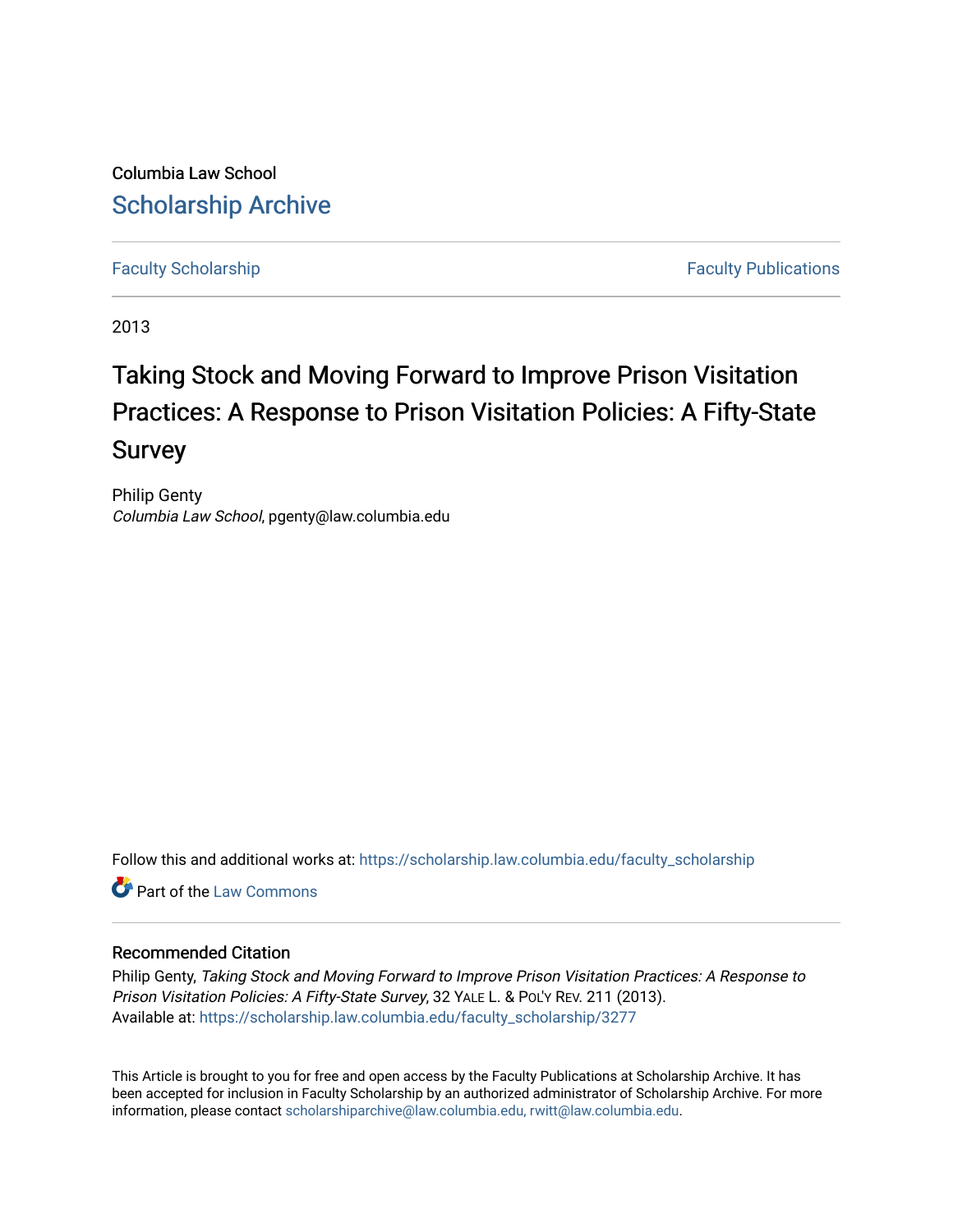Columbia Law School

Scholarship Archive

Faculty Scholarship | Faculty Publications

2013

# Taking Stock and Moving Forward to Improve Prison Visitation Practices: A Response to Prison Visitation Policies: A Fifty-State Survey

Philip Genty
*Columbia Law School*, pgenty@law.columbia.edu

Follow this and additional works at: https://scholarship.law.columbia.edu/faculty_scholarship

Part of the Law Commons

## Recommended Citation

Philip Genty, *Taking Stock and Moving Forward to Improve Prison Visitation Practices: A Response to Prison Visitation Policies: A Fifty-State Survey*, 32 Yale L. & Pol'y Rev. 211 (2013).
Available at: https://scholarship.law.columbia.edu/faculty_scholarship/3277

This Article is brought to you for free and open access by the Faculty Publications at Scholarship Archive. It has been accepted for inclusion in Faculty Scholarship by an authorized administrator of Scholarship Archive. For more information, please contact scholarshiparchive@law.columbia.edu, rwitt@law.columbia.edu.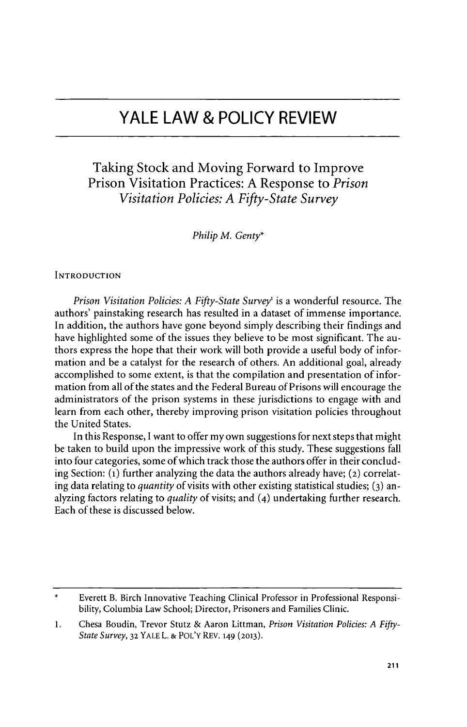# YALE LAW & POLICY REVIEW

## Taking Stock and Moving Forward to Improve Prison Visitation Practices: A Response to *Prison Visitation Policies: A Fifty-State Survey*

*Philip M. Genty**

### INTRODUCTION

*Prison Visitation Policies: A Fifty-State Survey*[1] is a wonderful resource. The authors' painstaking research has resulted in a dataset of immense importance. In addition, the authors have gone beyond simply describing their findings and have highlighted some of the issues they believe to be most significant. The authors express the hope that their work will both provide a useful body of information and be a catalyst for the research of others. An additional goal, already accomplished to some extent, is that the compilation and presentation of information from all of the states and the Federal Bureau of Prisons will encourage the administrators of the prison systems in these jurisdictions to engage with and learn from each other, thereby improving prison visitation policies throughout the United States.

In this Response, I want to offer my own suggestions for next steps that might be taken to build upon the impressive work of this study. These suggestions fall into four categories, some of which track those the authors offer in their concluding Section: (1) further analyzing the data the authors already have; (2) correlating data relating to *quantity* of visits with other existing statistical studies; (3) analyzing factors relating to *quality* of visits; and (4) undertaking further research. Each of these is discussed below.

---

\* Everett B. Birch Innovative Teaching Clinical Professor in Professional Responsibility, Columbia Law School; Director, Prisoners and Families Clinic.

1. Chesa Boudin, Trevor Stutz & Aaron Littman, *Prison Visitation Policies: A Fifty-State Survey*, 32 YALE L. & POL'Y REV. 149 (2013).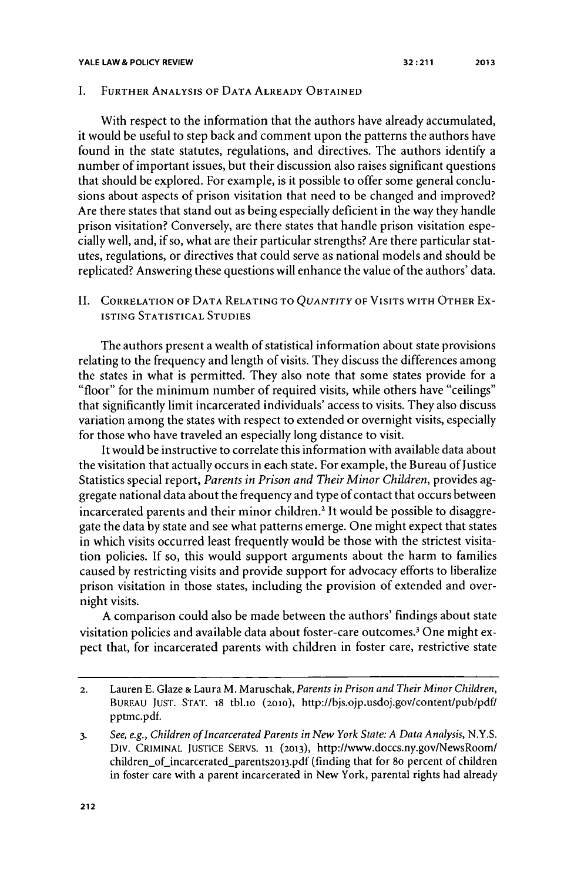## I. Further Analysis of Data Already Obtained

With respect to the information that the authors have already accumulated, it would be useful to step back and comment upon the patterns the authors have found in the state statutes, regulations, and directives. The authors identify a number of important issues, but their discussion also raises significant questions that should be explored. For example, is it possible to offer some general conclusions about aspects of prison visitation that need to be changed and improved? Are there states that stand out as being especially deficient in the way they handle prison visitation? Conversely, are there states that handle prison visitation especially well, and, if so, what are their particular strengths? Are there particular statutes, regulations, or directives that could serve as national models and should be replicated? Answering these questions will enhance the value of the authors' data.

## II. Correlation of Data Relating to *Quantity* of Visits with Other Existing Statistical Studies

The authors present a wealth of statistical information about state provisions relating to the frequency and length of visits. They discuss the differences among the states in what is permitted. They also note that some states provide for a "floor" for the minimum number of required visits, while others have "ceilings" that significantly limit incarcerated individuals' access to visits. They also discuss variation among the states with respect to extended or overnight visits, especially for those who have traveled an especially long distance to visit.

It would be instructive to correlate this information with available data about the visitation that actually occurs in each state. For example, the Bureau of Justice Statistics special report, *Parents in Prison and Their Minor Children*, provides aggregate national data about the frequency and type of contact that occurs between incarcerated parents and their minor children.[2] It would be possible to disaggregate the data by state and see what patterns emerge. One might expect that states in which visits occurred least frequently would be those with the strictest visitation policies. If so, this would support arguments about the harm to families caused by restricting visits and provide support for advocacy efforts to liberalize prison visitation in those states, including the provision of extended and overnight visits.

A comparison could also be made between the authors' findings about state visitation policies and available data about foster-care outcomes.[3] One might expect that, for incarcerated parents with children in foster care, restrictive state

---

2. Lauren E. Glaze & Laura M. Maruschak, *Parents in Prison and Their Minor Children*, BUREAU JUST. STAT. 18 tbl.10 (2010), http://bjs.ojp.usdoj.gov/content/pub/pdf/pptmc.pdf.

3. *See, e.g.*, *Children of Incarcerated Parents in New York State: A Data Analysis*, N.Y.S. DIV. CRIMINAL JUSTICE SERVS. 11 (2013), http://www.doccs.ny.gov/NewsRoom/children_of_incarcerated_parents2013.pdf (finding that for 80 percent of children in foster care with a parent incarcerated in New York, parental rights had already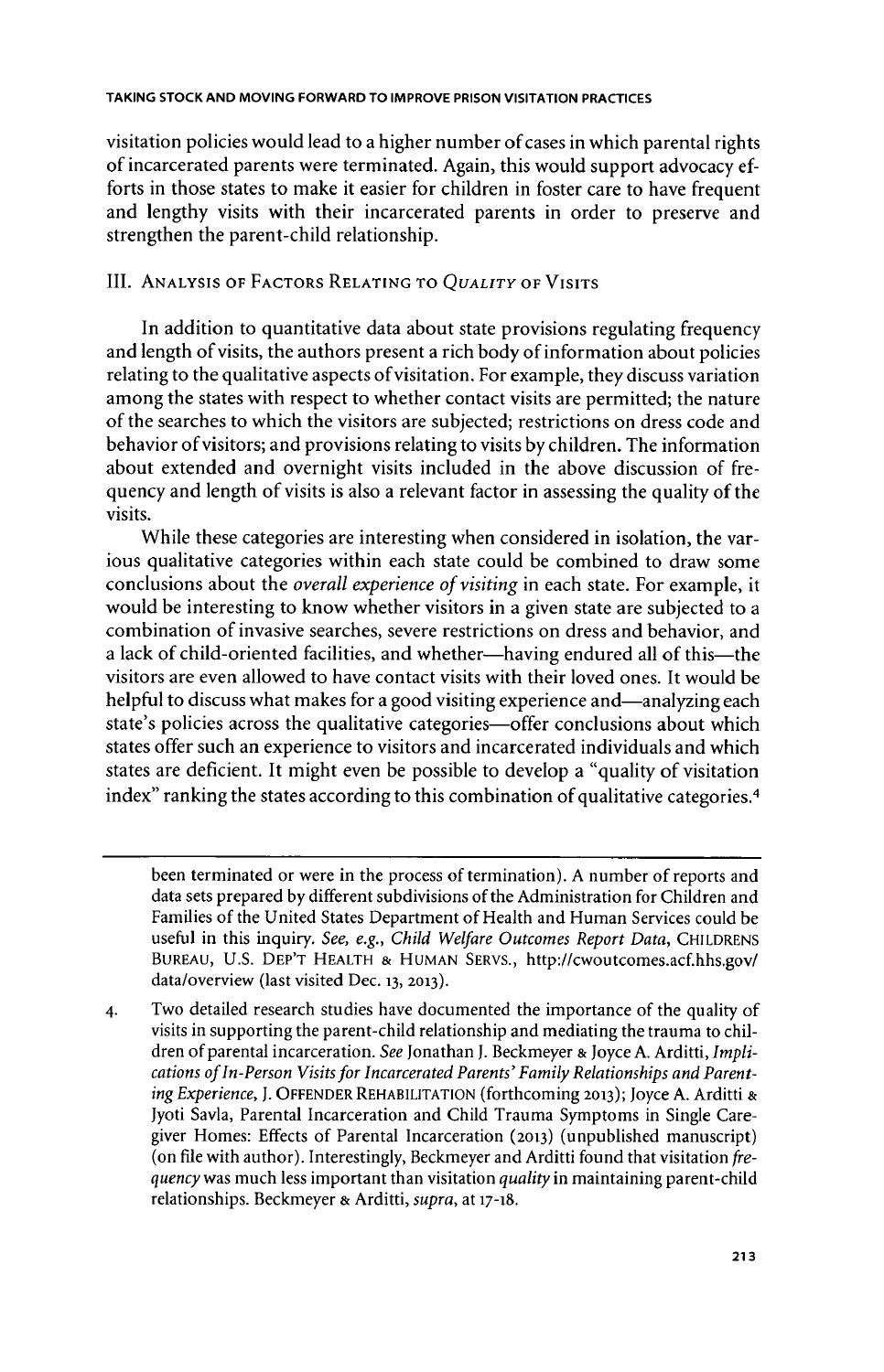visitation policies would lead to a higher number of cases in which parental rights of incarcerated parents were terminated. Again, this would support advocacy efforts in those states to make it easier for children in foster care to have frequent and lengthy visits with their incarcerated parents in order to preserve and strengthen the parent-child relationship.

## III. Analysis of Factors Relating to *Quality* of Visits

In addition to quantitative data about state provisions regulating frequency and length of visits, the authors present a rich body of information about policies relating to the qualitative aspects of visitation. For example, they discuss variation among the states with respect to whether contact visits are permitted; the nature of the searches to which the visitors are subjected; restrictions on dress code and behavior of visitors; and provisions relating to visits by children. The information about extended and overnight visits included in the above discussion of frequency and length of visits is also a relevant factor in assessing the quality of the visits.

While these categories are interesting when considered in isolation, the various qualitative categories within each state could be combined to draw some conclusions about the *overall experience of visiting* in each state. For example, it would be interesting to know whether visitors in a given state are subjected to a combination of invasive searches, severe restrictions on dress and behavior, and a lack of child-oriented facilities, and whether—having endured all of this—the visitors are even allowed to have contact visits with their loved ones. It would be helpful to discuss what makes for a good visiting experience and—analyzing each state's policies across the qualitative categories—offer conclusions about which states offer such an experience to visitors and incarcerated individuals and which states are deficient. It might even be possible to develop a "quality of visitation index" ranking the states according to this combination of qualitative categories.[4]

---

been terminated or were in the process of termination). A number of reports and data sets prepared by different subdivisions of the Administration for Children and Families of the United States Department of Health and Human Services could be useful in this inquiry. *See, e.g.*, *Child Welfare Outcomes Report Data*, CHILDRENS BUREAU, U.S. DEP'T HEALTH & HUMAN SERVS., http://cwoutcomes.acf.hhs.gov/data/overview (last visited Dec. 13, 2013).

4. Two detailed research studies have documented the importance of the quality of visits in supporting the parent-child relationship and mediating the trauma to children of parental incarceration. *See* Jonathan J. Beckmeyer & Joyce A. Arditti, *Implications of In-Person Visits for Incarcerated Parents' Family Relationships and Parenting Experience*, J. OFFENDER REHABILITATION (forthcoming 2013); Joyce A. Arditti & Jyoti Savla, Parental Incarceration and Child Trauma Symptoms in Single Caregiver Homes: Effects of Parental Incarceration (2013) (unpublished manuscript) (on file with author). Interestingly, Beckmeyer and Arditti found that visitation *frequency* was much less important than visitation *quality* in maintaining parent-child relationships. Beckmeyer & Arditti, *supra*, at 17-18.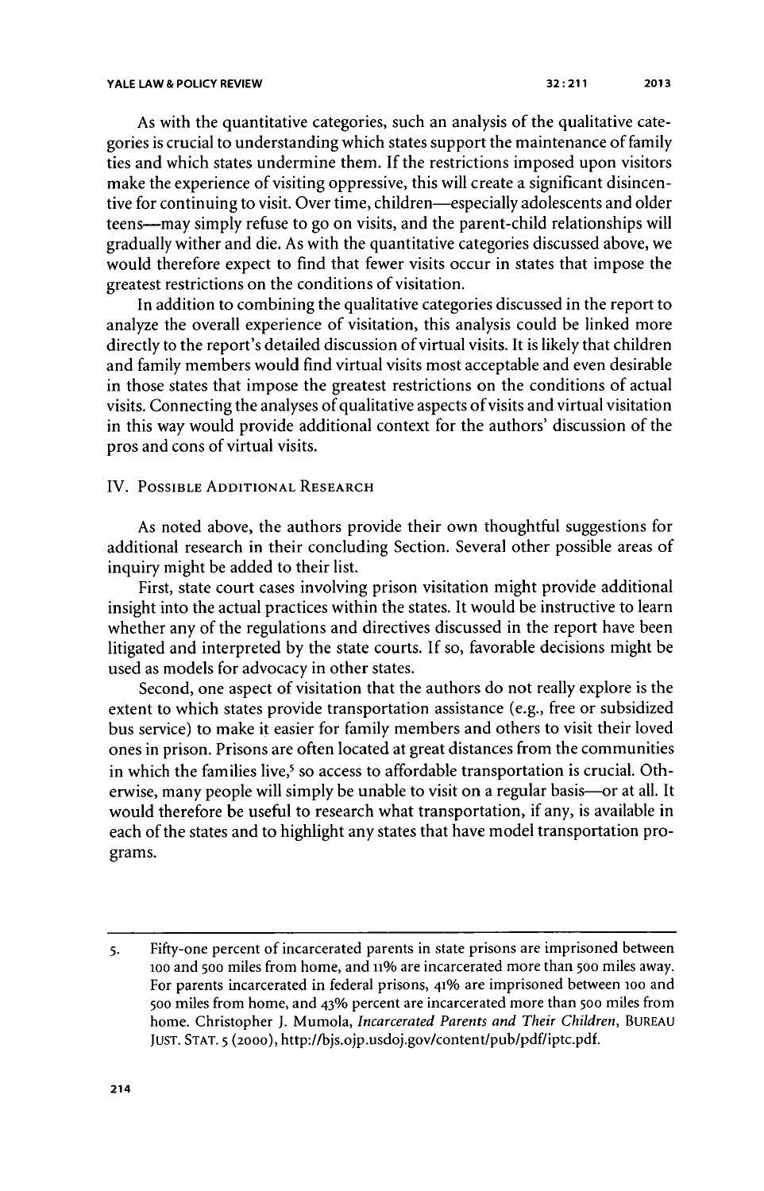As with the quantitative categories, such an analysis of the qualitative categories is crucial to understanding which states support the maintenance of family ties and which states undermine them. If the restrictions imposed upon visitors make the experience of visiting oppressive, this will create a significant disincentive for continuing to visit. Over time, children—especially adolescents and older teens—may simply refuse to go on visits, and the parent-child relationships will gradually wither and die. As with the quantitative categories discussed above, we would therefore expect to find that fewer visits occur in states that impose the greatest restrictions on the conditions of visitation.

In addition to combining the qualitative categories discussed in the report to analyze the overall experience of visitation, this analysis could be linked more directly to the report's detailed discussion of virtual visits. It is likely that children and family members would find virtual visits most acceptable and even desirable in those states that impose the greatest restrictions on the conditions of actual visits. Connecting the analyses of qualitative aspects of visits and virtual visitation in this way would provide additional context for the authors' discussion of the pros and cons of virtual visits.

## IV. Possible Additional Research

As noted above, the authors provide their own thoughtful suggestions for additional research in their concluding Section. Several other possible areas of inquiry might be added to their list.

First, state court cases involving prison visitation might provide additional insight into the actual practices within the states. It would be instructive to learn whether any of the regulations and directives discussed in the report have been litigated and interpreted by the state courts. If so, favorable decisions might be used as models for advocacy in other states.

Second, one aspect of visitation that the authors do not really explore is the extent to which states provide transportation assistance (e.g., free or subsidized bus service) to make it easier for family members and others to visit their loved ones in prison. Prisons are often located at great distances from the communities in which the families live,[5] so access to affordable transportation is crucial. Otherwise, many people will simply be unable to visit on a regular basis—or at all. It would therefore be useful to research what transportation, if any, is available in each of the states and to highlight any states that have model transportation programs.

---

5. Fifty-one percent of incarcerated parents in state prisons are imprisoned between 100 and 500 miles from home, and 11% are incarcerated more than 500 miles away. For parents incarcerated in federal prisons, 41% are imprisoned between 100 and 500 miles from home, and 43% percent are incarcerated more than 500 miles from home. Christopher J. Mumola, *Incarcerated Parents and Their Children*, BUREAU JUST. STAT. 5 (2000), http://bjs.ojp.usdoj.gov/content/pub/pdf/iptc.pdf.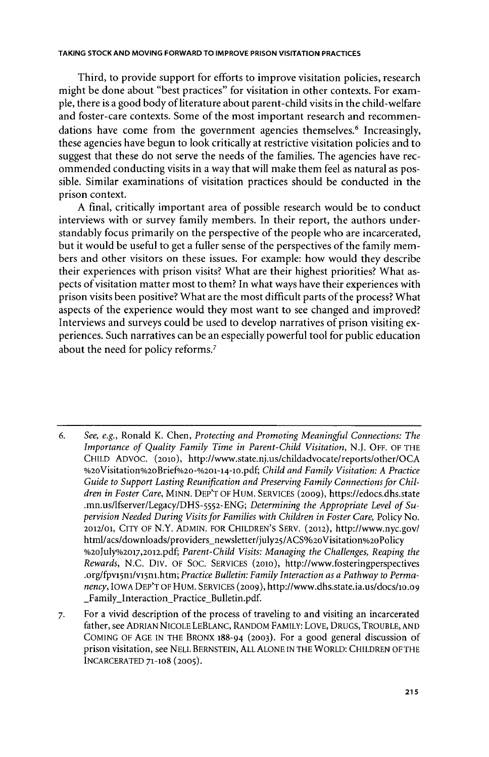Third, to provide support for efforts to improve visitation policies, research might be done about "best practices" for visitation in other contexts. For example, there is a good body of literature about parent-child visits in the child-welfare and foster-care contexts. Some of the most important research and recommendations have come from the government agencies themselves.[6] Increasingly, these agencies have begun to look critically at restrictive visitation policies and to suggest that these do not serve the needs of the families. The agencies have recommended conducting visits in a way that will make them feel as natural as possible. Similar examinations of visitation practices should be conducted in the prison context.

A final, critically important area of possible research would be to conduct interviews with or survey family members. In their report, the authors understandably focus primarily on the perspective of the people who are incarcerated, but it would be useful to get a fuller sense of the perspectives of the family members and other visitors on these issues. For example: how would they describe their experiences with prison visits? What are their highest priorities? What aspects of visitation matter most to them? In what ways have their experiences with prison visits been positive? What are the most difficult parts of the process? What aspects of the experience would they most want to see changed and improved? Interviews and surveys could be used to develop narratives of prison visiting experiences. Such narratives can be an especially powerful tool for public education about the need for policy reforms.[7]

---

6. *See, e.g.*, Ronald K. Chen, *Protecting and Promoting Meaningful Connections: The Importance of Quality Family Time in Parent-Child Visitation*, N.J. OFF. OF THE CHILD ADVOC. (2010), http://www.state.nj.us/childadvocate/reports/other/OCA%20Visitation%20Brief%20-%201-14-10.pdf; *Child and Family Visitation: A Practice Guide to Support Lasting Reunification and Preserving Family Connections for Children in Foster Care*, MINN. DEP'T OF HUM. SERVICES (2009), https://edocs.dhs.state.mn.us/lfserver/Legacy/DHS-5552-ENG; *Determining the Appropriate Level of Supervision Needed During Visits for Families with Children in Foster Care*, Policy No. 2012/01, CITY OF N.Y. ADMIN. FOR CHILDREN'S SERV. (2012), http://www.nyc.gov/html/acs/downloads/providers_newsletter/july25/ACS%20Visitation%20Policy%20July%2017,2012.pdf; *Parent-Child Visits: Managing the Challenges, Reaping the Rewards*, N.C. DIV. OF SOC. SERVICES (2010), http://www.fosteringperspectives.org/fpv15n1/v15n1.htm; *Practice Bulletin: Family Interaction as a Pathway to Permanency*, IOWA DEP'T OF HUM. SERVICES (2009), http://www.dhs.state.ia.us/docs/10.09_Family_Interaction_Practice_Bulletin.pdf.

7. For a vivid description of the process of traveling to and visiting an incarcerated father, see ADRIAN NICOLE LEBLANC, RANDOM FAMILY: LOVE, DRUGS, TROUBLE, AND COMING OF AGE IN THE BRONX 188-94 (2003). For a good general discussion of prison visitation, see NELL BERNSTEIN, ALL ALONE IN THE WORLD: CHILDREN OF THE INCARCERATED 71-108 (2005).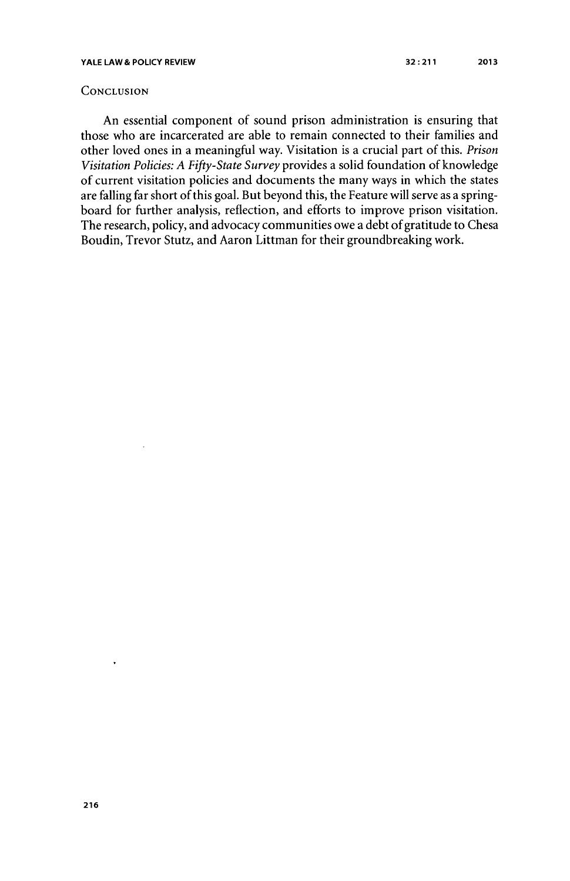## Conclusion

An essential component of sound prison administration is ensuring that those who are incarcerated are able to remain connected to their families and other loved ones in a meaningful way. Visitation is a crucial part of this. *Prison Visitation Policies: A Fifty-State Survey* provides a solid foundation of knowledge of current visitation policies and documents the many ways in which the states are falling far short of this goal. But beyond this, the Feature will serve as a springboard for further analysis, reflection, and efforts to improve prison visitation. The research, policy, and advocacy communities owe a debt of gratitude to Chesa Boudin, Trevor Stutz, and Aaron Littman for their groundbreaking work.